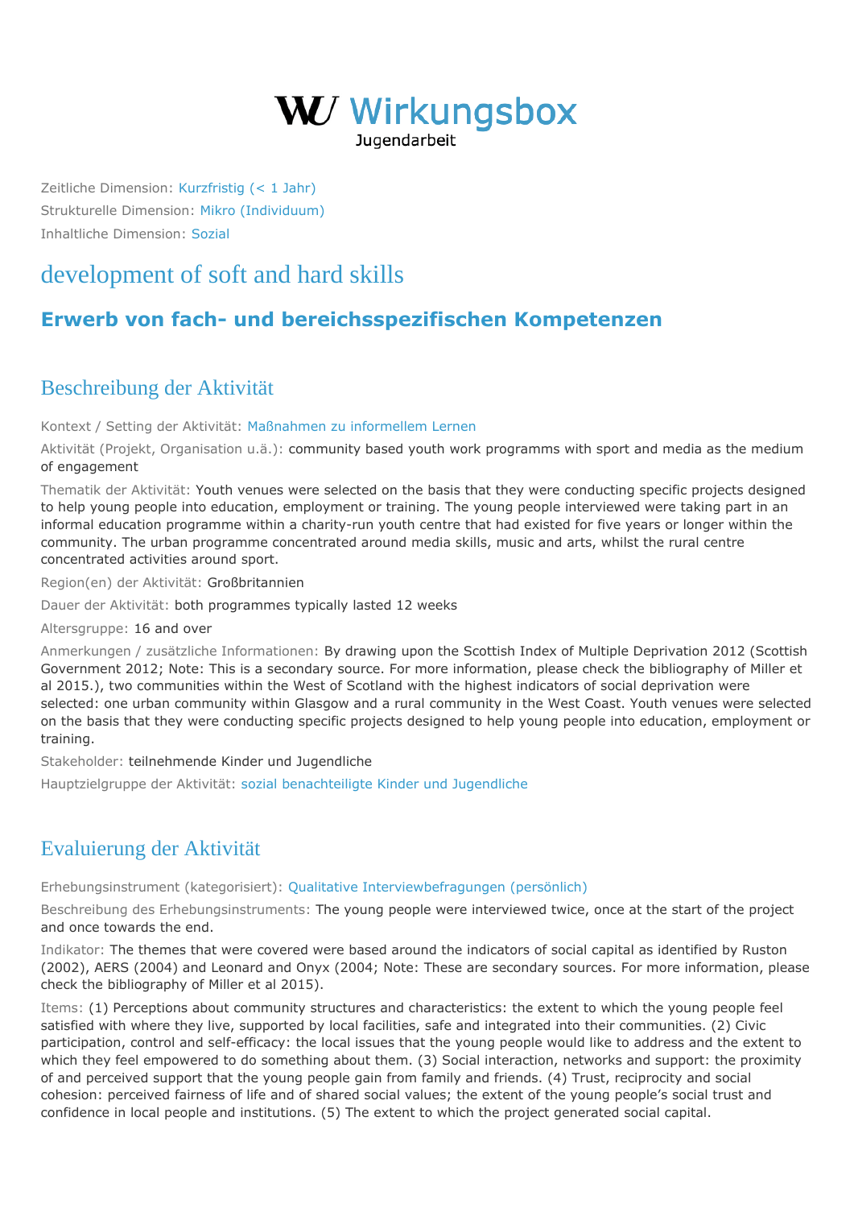# WU Wirkungsbox
Jugendarbeit

Zeitliche Dimension: Kurzfristig (< 1 Jahr)
Strukturelle Dimension: Mikro (Individuum)
Inhaltliche Dimension: Sozial

# development of soft and hard skills

## Erwerb von fach- und bereichsspezifischen Kompetenzen

## Beschreibung der Aktivität

Kontext / Setting der Aktivität: Maßnahmen zu informellem Lernen

Aktivität (Projekt, Organisation u.ä.): community based youth work programms with sport and media as the medium of engagement

Thematik der Aktivität: Youth venues were selected on the basis that they were conducting specific projects designed to help young people into education, employment or training. The young people interviewed were taking part in an informal education programme within a charity-run youth centre that had existed for five years or longer within the community. The urban programme concentrated around media skills, music and arts, whilst the rural centre concentrated activities around sport.

Region(en) der Aktivität: Großbritannien

Dauer der Aktivität: both programmes typically lasted 12 weeks

Altersgruppe: 16 and over

Anmerkungen / zusätzliche Informationen: By drawing upon the Scottish Index of Multiple Deprivation 2012 (Scottish Government 2012; Note: This is a secondary source. For more information, please check the bibliography of Miller et al 2015.), two communities within the West of Scotland with the highest indicators of social deprivation were selected: one urban community within Glasgow and a rural community in the West Coast. Youth venues were selected on the basis that they were conducting specific projects designed to help young people into education, employment or training.

Stakeholder: teilnehmende Kinder und Jugendliche

Hauptzielgruppe der Aktivität: sozial benachteiligte Kinder und Jugendliche

## Evaluierung der Aktivität

Erhebungsinstrument (kategorisiert): Qualitative Interviewbefragungen (persönlich)

Beschreibung des Erhebungsinstruments: The young people were interviewed twice, once at the start of the project and once towards the end.

Indikator: The themes that were covered were based around the indicators of social capital as identified by Ruston (2002), AERS (2004) and Leonard and Onyx (2004; Note: These are secondary sources. For more information, please check the bibliography of Miller et al 2015).

Items: (1) Perceptions about community structures and characteristics: the extent to which the young people feel satisfied with where they live, supported by local facilities, safe and integrated into their communities. (2) Civic participation, control and self-efficacy: the local issues that the young people would like to address and the extent to which they feel empowered to do something about them. (3) Social interaction, networks and support: the proximity of and perceived support that the young people gain from family and friends. (4) Trust, reciprocity and social cohesion: perceived fairness of life and of shared social values; the extent of the young people's social trust and confidence in local people and institutions. (5) The extent to which the project generated social capital.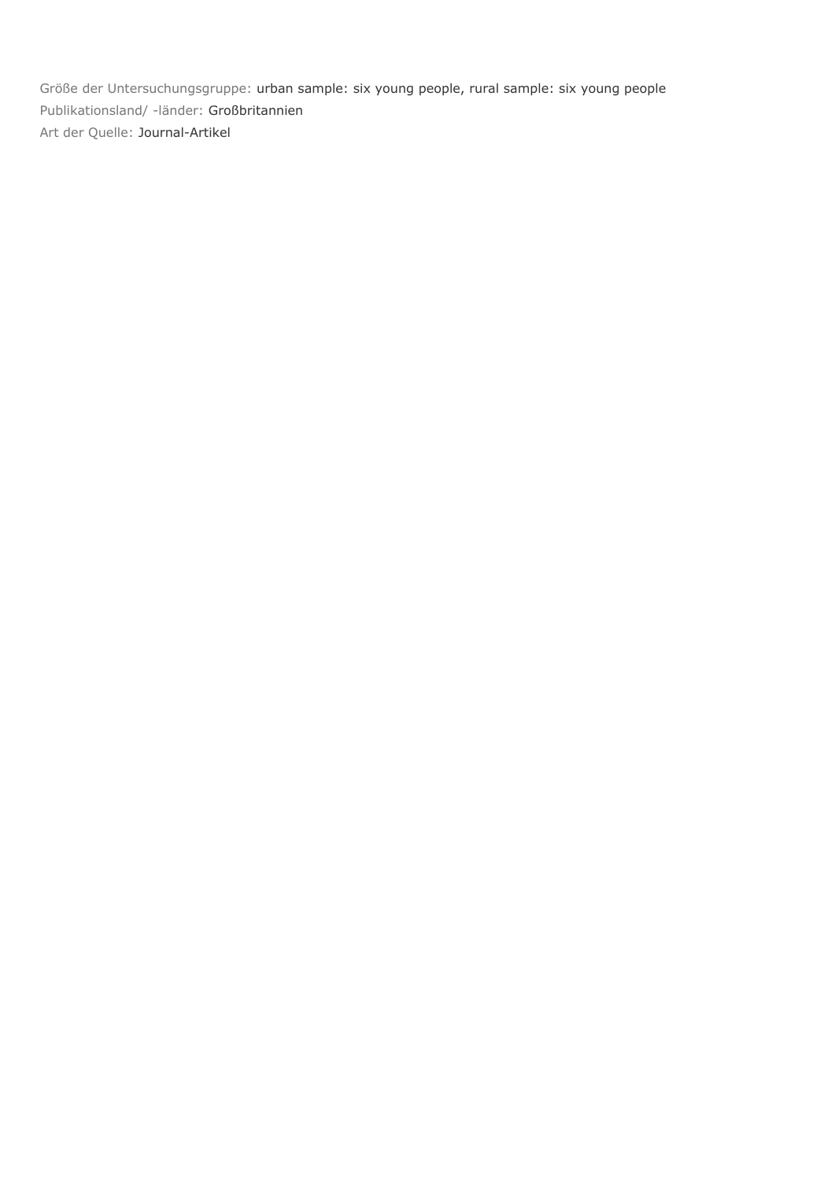Größe der Untersuchungsgruppe: urban sample: six young people, rural sample: six young people

Publikationsland/ -länder: Großbritannien

Art der Quelle: Journal-Artikel